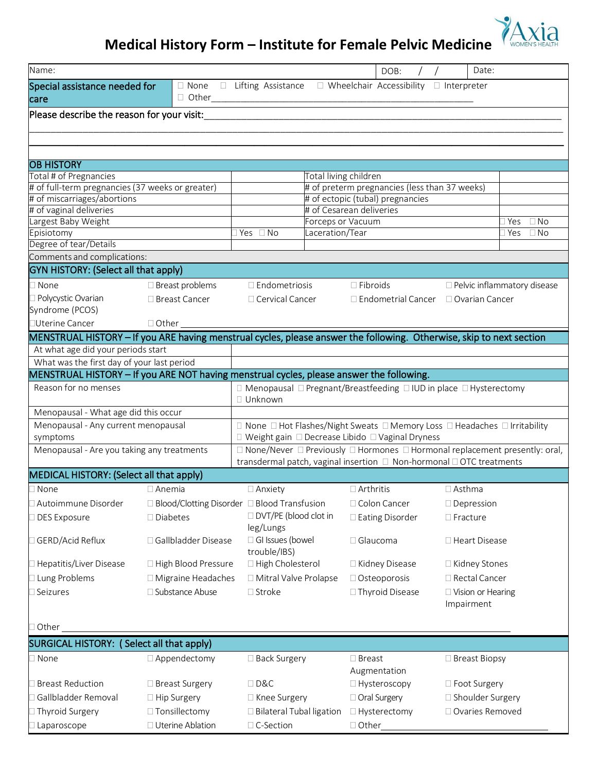# Medical History Form – Institute for Female Pelvic Medicine

Axia WOMEN'S HEALTH

| Name: | DOB: / / | Date: |
|---|---|---|

**Special assistance needed for care** ☐ None ☐ Lifting Assistance ☐ Wheelchair Accessibility ☐ Interpreter ☐ Other______________________________________________

**Please describe the reason for your visit:**______________________________________________

______________________________________________

______________________________________________

## OB HISTORY

| | | | |
|---|---|---|---|
| Total # of Pregnancies | | Total living children | |
| # of full-term pregnancies (37 weeks or greater) | | # of preterm pregnancies (less than 37 weeks) | |
| # of miscarriages/abortions | | # of ectopic (tubal) pregnancies | |
| # of vaginal deliveries | | # of Cesarean deliveries | |
| Largest Baby Weight | | Forceps or Vacuum | ☐ Yes ☐ No |
| Episiotomy | ☐ Yes ☐ No | Laceration/Tear | ☐ Yes ☐ No |
| Degree of tear/Details | | | |
| Comments and complications: | | | |

## GYN HISTORY: (Select all that apply)

| | | | | |
|---|---|---|---|---|
| ☐ None | ☐ Breast problems | ☐ Endometriosis | ☐ Fibroids | ☐ Pelvic inflammatory disease |
| ☐ Polycystic Ovarian Syndrome (PCOS) | ☐ Breast Cancer | ☐ Cervical Cancer | ☐ Endometrial Cancer | ☐ Ovarian Cancer |
| ☐ Uterine Cancer | ☐ Other ________ | | | |

## MENSTRUAL HISTORY – If you ARE having menstrual cycles, please answer the following. Otherwise, skip to next section

| | |
|---|---|
| At what age did your periods start | |
| What was the first day of your last period | |

## MENSTRUAL HISTORY – If you ARE NOT having menstrual cycles, please answer the following.

| | |
|---|---|
| Reason for no menses | ☐ Menopausal ☐ Pregnant/Breastfeeding ☐ IUD in place ☐ Hysterectomy ☐ Unknown |
| Menopausal - What age did this occur | |
| Menopausal - Any current menopausal symptoms | ☐ None ☐ Hot Flashes/Night Sweats ☐ Memory Loss ☐ Headaches ☐ Irritability ☐ Weight gain ☐ Decrease Libido ☐ Vaginal Dryness |
| Menopausal - Are you taking any treatments | ☐ None/Never ☐ Previously ☐ Hormones ☐ Hormonal replacement presently: oral, transdermal patch, vaginal insertion ☐ Non-hormonal ☐ OTC treatments |

## MEDICAL HISTORY: (Select all that apply)

| | | | | |
|---|---|---|---|---|
| ☐ None | ☐ Anemia | ☐ Anxiety | ☐ Arthritis | ☐ Asthma |
| ☐ Autoimmune Disorder | ☐ Blood/Clotting Disorder | ☐ Blood Transfusion | ☐ Colon Cancer | ☐ Depression |
| ☐ DES Exposure | ☐ Diabetes | ☐ DVT/PE (blood clot in leg/Lungs | ☐ Eating Disorder | ☐ Fracture |
| ☐ GERD/Acid Reflux | ☐ Gallbladder Disease | ☐ GI Issues (bowel trouble/IBS) | ☐ Glaucoma | ☐ Heart Disease |
| ☐ Hepatitis/Liver Disease | ☐ High Blood Pressure | ☐ High Cholesterol | ☐ Kidney Disease | ☐ Kidney Stones |
| ☐ Lung Problems | ☐ Migraine Headaches | ☐ Mitral Valve Prolapse | ☐ Osteoporosis | ☐ Rectal Cancer |
| ☐ Seizures | ☐ Substance Abuse | ☐ Stroke | ☐ Thyroid Disease | ☐ Vision or Hearing Impairment |
| ☐ Other ______________________________ | | | | |

## SURGICAL HISTORY: ( Select all that apply)

| | | | | |
|---|---|---|---|---|
| ☐ None | ☐ Appendectomy | ☐ Back Surgery | ☐ Breast Augmentation | ☐ Breast Biopsy |
| ☐ Breast Reduction | ☐ Breast Surgery | ☐ D&C | ☐ Hysteroscopy | ☐ Foot Surgery |
| ☐ Gallbladder Removal | ☐ Hip Surgery | ☐ Knee Surgery | ☐ Oral Surgery | ☐ Shoulder Surgery |
| ☐ Thyroid Surgery | ☐ Tonsillectomy | ☐ Bilateral Tubal ligation | ☐ Hysterectomy | ☐ Ovaries Removed |
| ☐ Laparoscope | ☐ Uterine Ablation | ☐ C-Section | ☐ Other______________ | |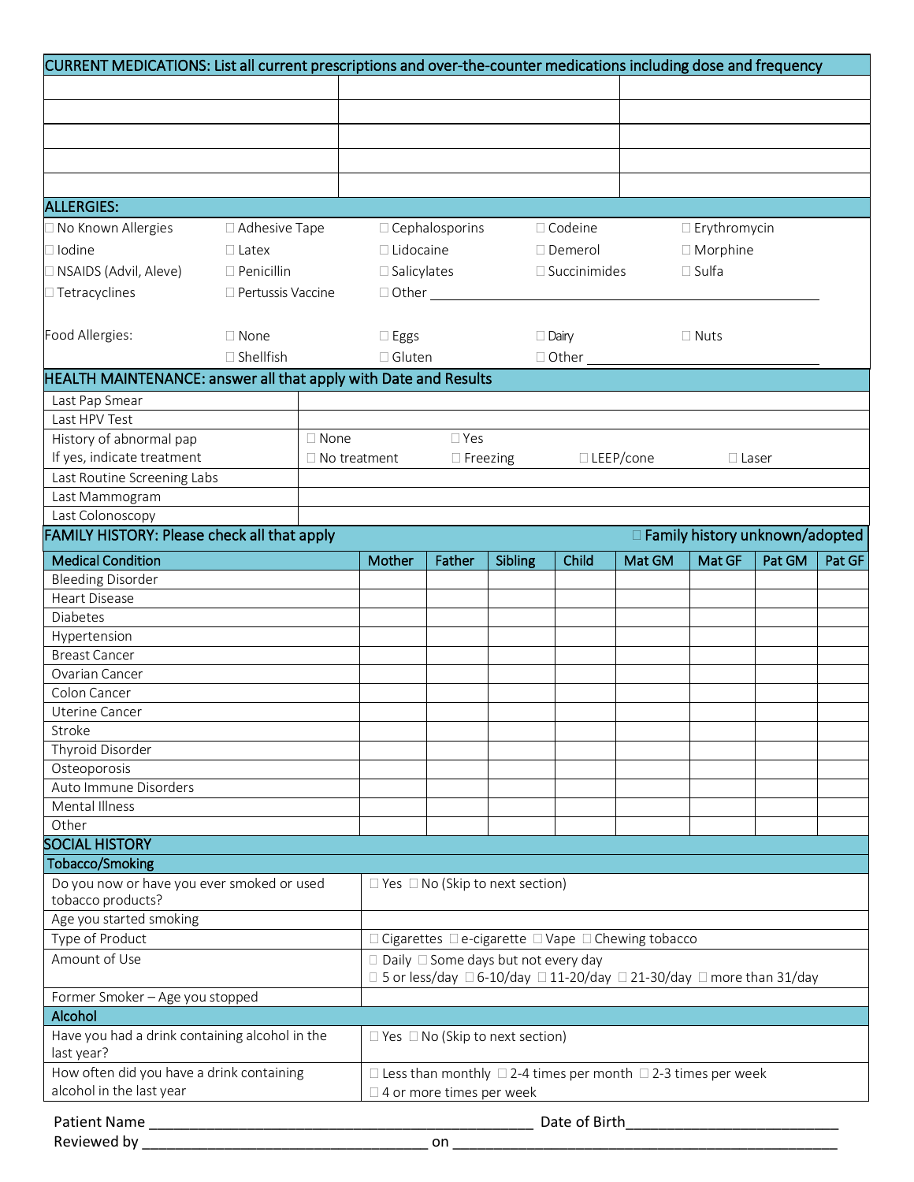## CURRENT MEDICATIONS: List all current prescriptions and over-the-counter medications including dose and frequency

| | | |
|---|---|---|
| | | |
| | | |
| | | |
| | | |
| | | |

## ALLERGIES:

| | | | | |
|---|---|---|---|---|
| ☐ No Known Allergies | ☐ Adhesive Tape | ☐ Cephalosporins | ☐ Codeine | ☐ Erythromycin |
| ☐ Iodine | ☐ Latex | ☐ Lidocaine | ☐ Demerol | ☐ Morphine |
| ☐ NSAIDS (Advil, Aleve) | ☐ Penicillin | ☐ Salicylates | ☐ Succinimides | ☐ Sulfa |
| ☐ Tetracyclines | ☐ Pertussis Vaccine | ☐ Other ______________________ | | |

| | | | | |
|---|---|---|---|---|
| Food Allergies: | ☐ None | ☐ Eggs | ☐ Dairy | ☐ Nuts |
| | ☐ Shellfish | ☐ Gluten | ☐ Other ______________ | |

## HEALTH MAINTENANCE: answer all that apply with Date and Results

| | |
|---|---|
| Last Pap Smear | |
| Last HPV Test | |
| History of abnormal pap<br>If yes, indicate treatment | ☐ None ☐ Yes<br>☐ No treatment ☐ Freezing ☐ LEEP/cone ☐ Laser |
| Last Routine Screening Labs | |
| Last Mammogram | |
| Last Colonoscopy | |

## FAMILY HISTORY: Please check all that apply

☐ Family history unknown/adopted

| Medical Condition | Mother | Father | Sibling | Child | Mat GM | Mat GF | Pat GM | Pat GF |
|---|---|---|---|---|---|---|---|---|
| Bleeding Disorder | | | | | | | | |
| Heart Disease | | | | | | | | |
| Diabetes | | | | | | | | |
| Hypertension | | | | | | | | |
| Breast Cancer | | | | | | | | |
| Ovarian Cancer | | | | | | | | |
| Colon Cancer | | | | | | | | |
| Uterine Cancer | | | | | | | | |
| Stroke | | | | | | | | |
| Thyroid Disorder | | | | | | | | |
| Osteoporosis | | | | | | | | |
| Auto Immune Disorders | | | | | | | | |
| Mental Illness | | | | | | | | |
| Other | | | | | | | | |

## SOCIAL HISTORY

### Tobacco/Smoking

| | |
|---|---|
| Do you now or have you ever smoked or used tobacco products? | ☐ Yes ☐ No (Skip to next section) |
| Age you started smoking | |
| Type of Product | ☐ Cigarettes ☐ e-cigarette ☐ Vape ☐ Chewing tobacco |
| Amount of Use | ☐ Daily ☐ Some days but not every day<br>☐ 5 or less/day ☐ 6-10/day ☐ 11-20/day ☐ 21-30/day ☐ more than 31/day |
| Former Smoker – Age you stopped | |

### Alcohol

| | |
|---|---|
| Have you had a drink containing alcohol in the last year? | ☐ Yes ☐ No (Skip to next section) |
| How often did you have a drink containing alcohol in the last year | ☐ Less than monthly ☐ 2-4 times per month ☐ 2-3 times per week<br>☐ 4 or more times per week |

Patient Name ________________________________ Date of Birth__________________

Reviewed by ___________________________ on ________________________________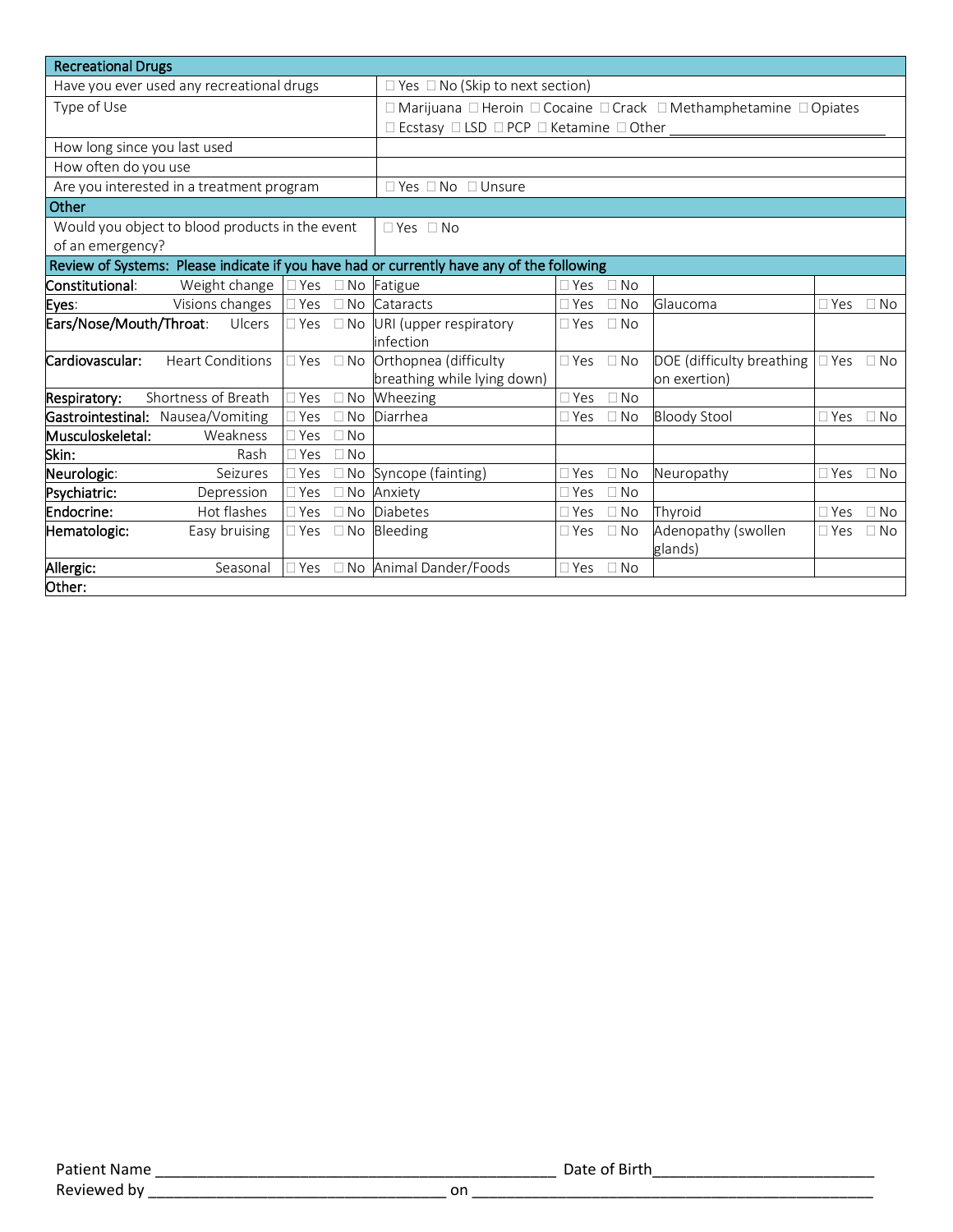| Recreational Drugs | |
|---|---|
| Have you ever used any recreational drugs | ☐ Yes ☐ No (Skip to next section) |
| Type of Use | ☐ Marijuana ☐ Heroin ☐ Cocaine ☐ Crack ☐ Methamphetamine ☐ Opiates ☐ Ecstasy ☐ LSD ☐ PCP ☐ Ketamine ☐ Other ____________________ |
| How long since you last used | |
| How often do you use | |
| Are you interested in a treatment program | ☐ Yes ☐ No ☐ Unsure |
| **Other** | |
| Would you object to blood products in the event of an emergency? | ☐ Yes ☐ No |

**Review of Systems: Please indicate if you have had or currently have any of the following**

| System | Condition | | Condition | | Condition | |
|---|---|---|---|---|---|---|
| **Constitutional:** | Weight change | ☐ Yes ☐ No | Fatigue | ☐ Yes ☐ No | | |
| **Eyes:** | Visions changes | ☐ Yes ☐ No | Cataracts | ☐ Yes ☐ No | Glaucoma | ☐ Yes ☐ No |
| **Ears/Nose/Mouth/Throat:** | Ulcers | ☐ Yes ☐ No | URI (upper respiratory infection | ☐ Yes ☐ No | | |
| **Cardiovascular:** | Heart Conditions | ☐ Yes ☐ No | Orthopnea (difficulty breathing while lying down) | ☐ Yes ☐ No | DOE (difficulty breathing on exertion) | ☐ Yes ☐ No |
| **Respiratory:** | Shortness of Breath | ☐ Yes ☐ No | Wheezing | ☐ Yes ☐ No | | |
| **Gastrointestinal:** | Nausea/Vomiting | ☐ Yes ☐ No | Diarrhea | ☐ Yes ☐ No | Bloody Stool | ☐ Yes ☐ No |
| **Musculoskeletal:** | Weakness | ☐ Yes ☐ No | | | | |
| **Skin:** | Rash | ☐ Yes ☐ No | | | | |
| **Neurologic:** | Seizures | ☐ Yes ☐ No | Syncope (fainting) | ☐ Yes ☐ No | Neuropathy | ☐ Yes ☐ No |
| **Psychiatric:** | Depression | ☐ Yes ☐ No | Anxiety | ☐ Yes ☐ No | | |
| **Endocrine:** | Hot flashes | ☐ Yes ☐ No | Diabetes | ☐ Yes ☐ No | Thyroid | ☐ Yes ☐ No |
| **Hematologic:** | Easy bruising | ☐ Yes ☐ No | Bleeding | ☐ Yes ☐ No | Adenopathy (swollen glands) | ☐ Yes ☐ No |
| **Allergic:** | Seasonal | ☐ Yes ☐ No | Animal Dander/Foods | ☐ Yes ☐ No | | |
| **Other:** | | | | | | |

Patient Name ______________________________________________ Date of Birth________________________

Reviewed by __________________________________ on ______________________________________________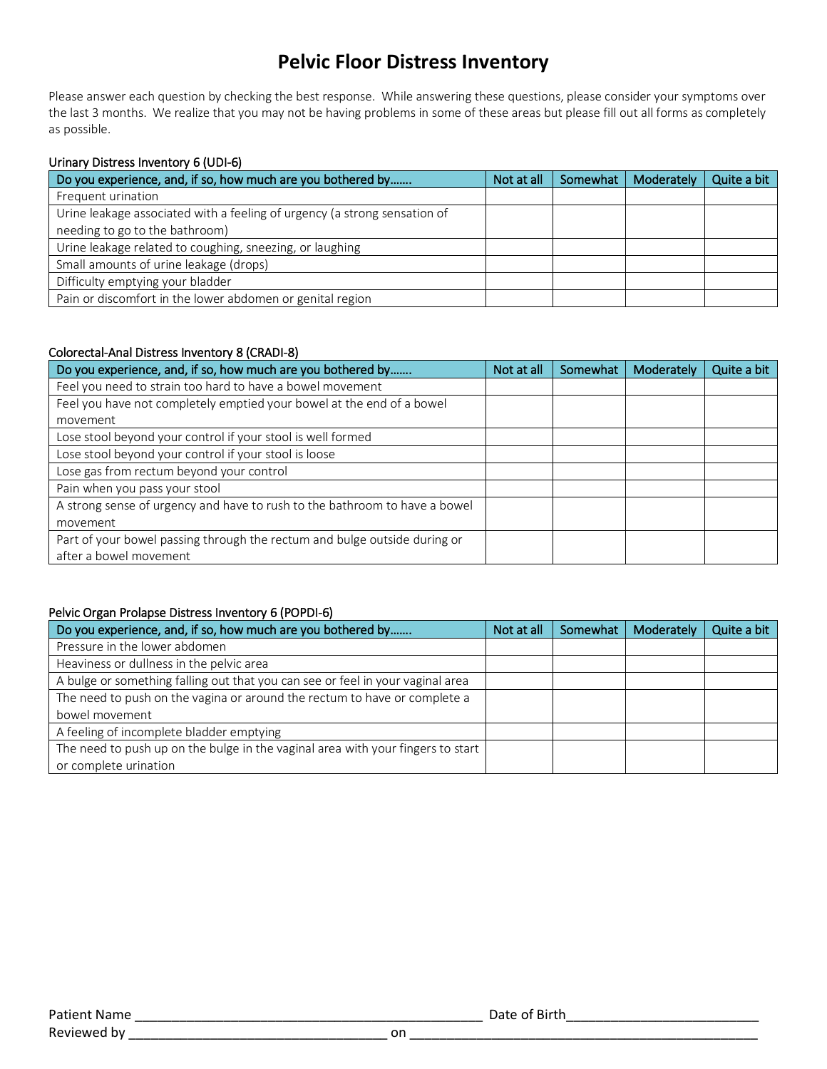# Pelvic Floor Distress Inventory

Please answer each question by checking the best response. While answering these questions, please consider your symptoms over the last 3 months. We realize that you may not be having problems in some of these areas but please fill out all forms as completely as possible.

Urinary Distress Inventory 6 (UDI-6)

| Do you experience, and, if so, how much are you bothered by……. | Not at all | Somewhat | Moderately | Quite a bit |
|---|---|---|---|---|
| Frequent urination | | | | |
| Urine leakage associated with a feeling of urgency (a strong sensation of needing to go to the bathroom) | | | | |
| Urine leakage related to coughing, sneezing, or laughing | | | | |
| Small amounts of urine leakage (drops) | | | | |
| Difficulty emptying your bladder | | | | |
| Pain or discomfort in the lower abdomen or genital region | | | | |

Colorectal-Anal Distress Inventory 8 (CRADI-8)

| Do you experience, and, if so, how much are you bothered by……. | Not at all | Somewhat | Moderately | Quite a bit |
|---|---|---|---|---|
| Feel you need to strain too hard to have a bowel movement | | | | |
| Feel you have not completely emptied your bowel at the end of a bowel movement | | | | |
| Lose stool beyond your control if your stool is well formed | | | | |
| Lose stool beyond your control if your stool is loose | | | | |
| Lose gas from rectum beyond your control | | | | |
| Pain when you pass your stool | | | | |
| A strong sense of urgency and have to rush to the bathroom to have a bowel movement | | | | |
| Part of your bowel passing through the rectum and bulge outside during or after a bowel movement | | | | |

Pelvic Organ Prolapse Distress Inventory 6 (POPDI-6)

| Do you experience, and, if so, how much are you bothered by……. | Not at all | Somewhat | Moderately | Quite a bit |
|---|---|---|---|---|
| Pressure in the lower abdomen | | | | |
| Heaviness or dullness in the pelvic area | | | | |
| A bulge or something falling out that you can see or feel in your vaginal area | | | | |
| The need to push on the vagina or around the rectum to have or complete a bowel movement | | | | |
| A feeling of incomplete bladder emptying | | | | |
| The need to push up on the bulge in the vaginal area with your fingers to start or complete urination | | | | |

Patient Name ________________________________________________ Date of Birth__________________________

Reviewed by ____________________________________ on ________________________________________________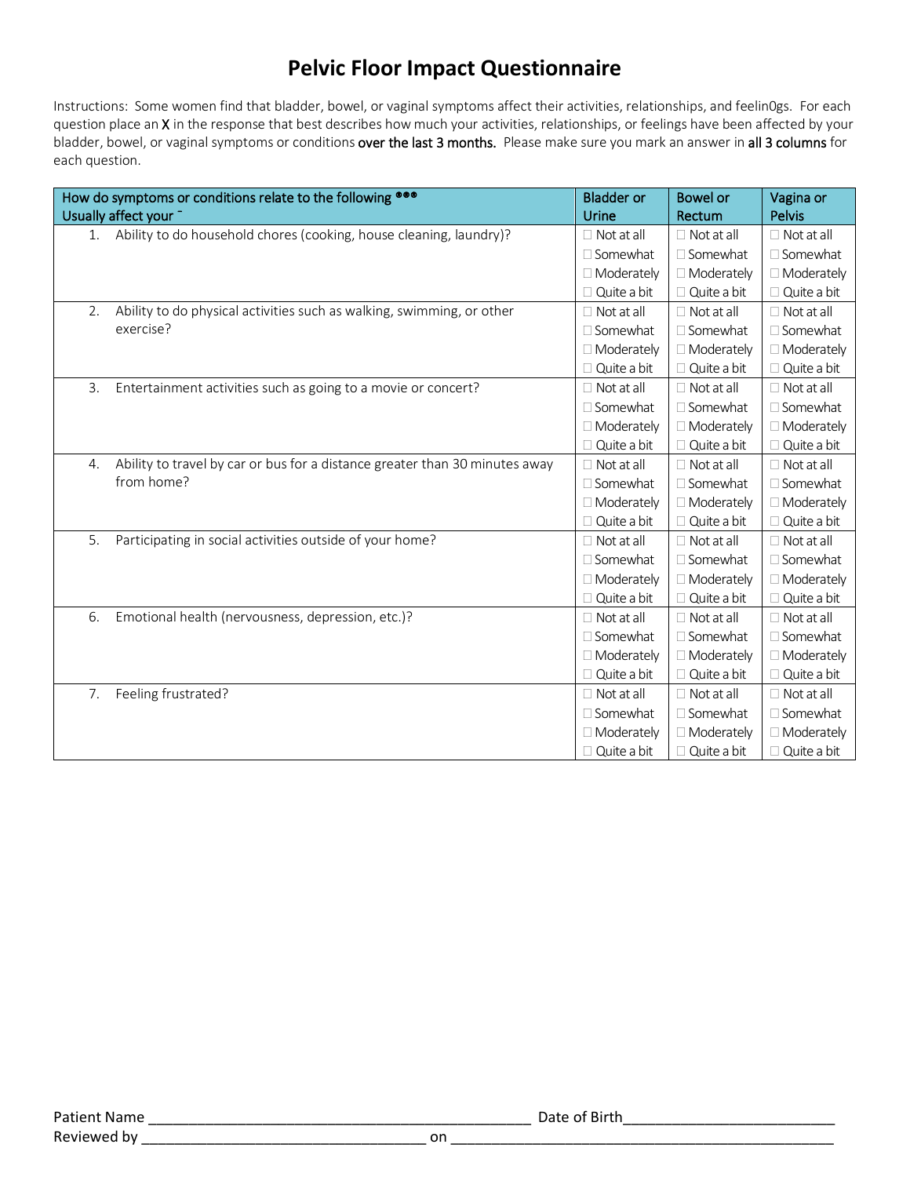# Pelvic Floor Impact Questionnaire

Instructions: Some women find that bladder, bowel, or vaginal symptoms affect their activities, relationships, and feelin0gs. For each question place an **X** in the response that best describes how much your activities, relationships, or feelings have been affected by your bladder, bowel, or vaginal symptoms or conditions **over the last 3 months.** Please make sure you mark an answer in **all 3 columns** for each question.

| How do symptoms or conditions relate to the following ®®® Usually affect your ˉ | Bladder or Urine | Bowel or Rectum | Vagina or Pelvis |
|---|---|---|---|
| 1. Ability to do household chores (cooking, house cleaning, laundry)? | ☐ Not at all<br>☐ Somewhat<br>☐ Moderately<br>☐ Quite a bit | ☐ Not at all<br>☐ Somewhat<br>☐ Moderately<br>☐ Quite a bit | ☐ Not at all<br>☐ Somewhat<br>☐ Moderately<br>☐ Quite a bit |
| 2. Ability to do physical activities such as walking, swimming, or other exercise? | ☐ Not at all<br>☐ Somewhat<br>☐ Moderately<br>☐ Quite a bit | ☐ Not at all<br>☐ Somewhat<br>☐ Moderately<br>☐ Quite a bit | ☐ Not at all<br>☐ Somewhat<br>☐ Moderately<br>☐ Quite a bit |
| 3. Entertainment activities such as going to a movie or concert? | ☐ Not at all<br>☐ Somewhat<br>☐ Moderately<br>☐ Quite a bit | ☐ Not at all<br>☐ Somewhat<br>☐ Moderately<br>☐ Quite a bit | ☐ Not at all<br>☐ Somewhat<br>☐ Moderately<br>☐ Quite a bit |
| 4. Ability to travel by car or bus for a distance greater than 30 minutes away from home? | ☐ Not at all<br>☐ Somewhat<br>☐ Moderately<br>☐ Quite a bit | ☐ Not at all<br>☐ Somewhat<br>☐ Moderately<br>☐ Quite a bit | ☐ Not at all<br>☐ Somewhat<br>☐ Moderately<br>☐ Quite a bit |
| 5. Participating in social activities outside of your home? | ☐ Not at all<br>☐ Somewhat<br>☐ Moderately<br>☐ Quite a bit | ☐ Not at all<br>☐ Somewhat<br>☐ Moderately<br>☐ Quite a bit | ☐ Not at all<br>☐ Somewhat<br>☐ Moderately<br>☐ Quite a bit |
| 6. Emotional health (nervousness, depression, etc.)? | ☐ Not at all<br>☐ Somewhat<br>☐ Moderately<br>☐ Quite a bit | ☐ Not at all<br>☐ Somewhat<br>☐ Moderately<br>☐ Quite a bit | ☐ Not at all<br>☐ Somewhat<br>☐ Moderately<br>☐ Quite a bit |
| 7. Feeling frustrated? | ☐ Not at all<br>☐ Somewhat<br>☐ Moderately<br>☐ Quite a bit | ☐ Not at all<br>☐ Somewhat<br>☐ Moderately<br>☐ Quite a bit | ☐ Not at all<br>☐ Somewhat<br>☐ Moderately<br>☐ Quite a bit |

Patient Name ______________________________________________ Date of Birth_________________________

Reviewed by __________________________________ on ______________________________________________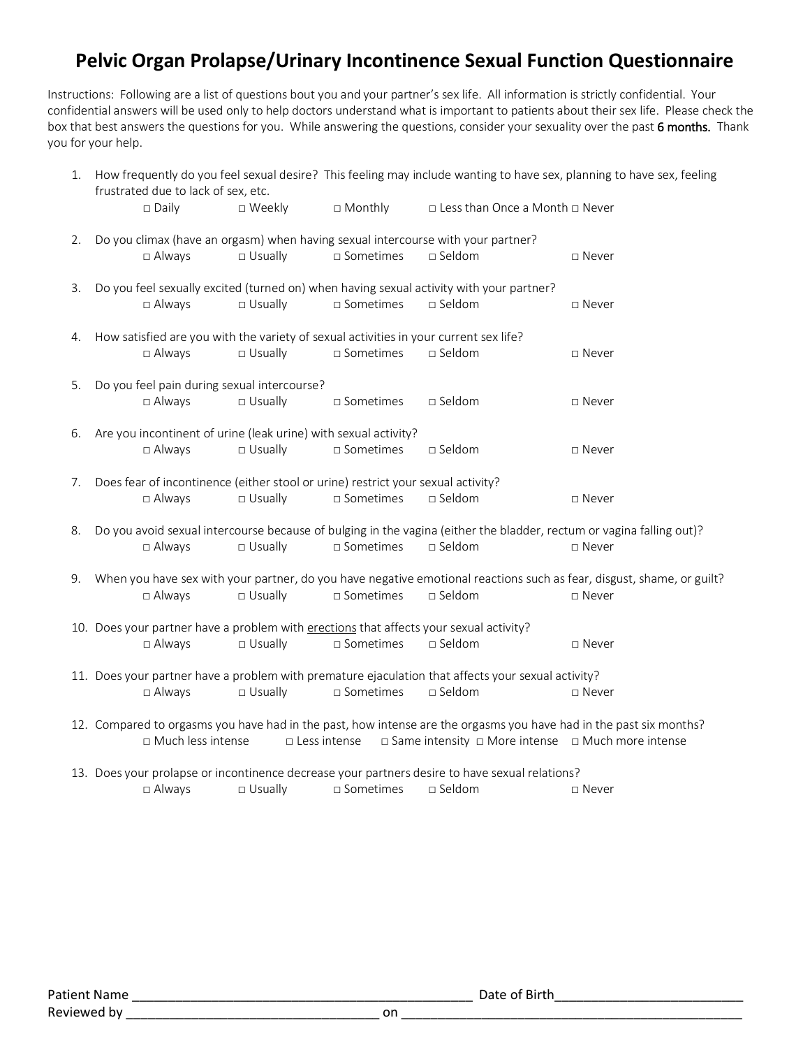# Pelvic Organ Prolapse/Urinary Incontinence Sexual Function Questionnaire

Instructions: Following are a list of questions bout you and your partner's sex life. All information is strictly confidential. Your confidential answers will be used only to help doctors understand what is important to patients about their sex life. Please check the box that best answers the questions for you. While answering the questions, consider your sexuality over the past **6 months.** Thank you for your help.

1. How frequently do you feel sexual desire? This feeling may include wanting to have sex, planning to have sex, feeling frustrated due to lack of sex, etc.
   □ Daily □ Weekly □ Monthly □ Less than Once a Month □ Never

2. Do you climax (have an orgasm) when having sexual intercourse with your partner?
   □ Always □ Usually □ Sometimes □ Seldom □ Never

3. Do you feel sexually excited (turned on) when having sexual activity with your partner?
   □ Always □ Usually □ Sometimes □ Seldom □ Never

4. How satisfied are you with the variety of sexual activities in your current sex life?
   □ Always □ Usually □ Sometimes □ Seldom □ Never

5. Do you feel pain during sexual intercourse?
   □ Always □ Usually □ Sometimes □ Seldom □ Never

6. Are you incontinent of urine (leak urine) with sexual activity?
   □ Always □ Usually □ Sometimes □ Seldom □ Never

7. Does fear of incontinence (either stool or urine) restrict your sexual activity?
   □ Always □ Usually □ Sometimes □ Seldom □ Never

8. Do you avoid sexual intercourse because of bulging in the vagina (either the bladder, rectum or vagina falling out)?
   □ Always □ Usually □ Sometimes □ Seldom □ Never

9. When you have sex with your partner, do you have negative emotional reactions such as fear, disgust, shame, or guilt?
   □ Always □ Usually □ Sometimes □ Seldom □ Never

10. Does your partner have a problem with <u>erections</u> that affects your sexual activity?
    □ Always □ Usually □ Sometimes □ Seldom □ Never

11. Does your partner have a problem with premature ejaculation that affects your sexual activity?
    □ Always □ Usually □ Sometimes □ Seldom □ Never

12. Compared to orgasms you have had in the past, how intense are the orgasms you have had in the past six months?
    □ Much less intense □ Less intense □ Same intensity □ More intense □ Much more intense

13. Does your prolapse or incontinence decrease your partners desire to have sexual relations?
    □ Always □ Usually □ Sometimes □ Seldom □ Never

Patient Name ______________________________________________ Date of Birth_________________________

Reviewed by __________________________________ on _____________________________________________